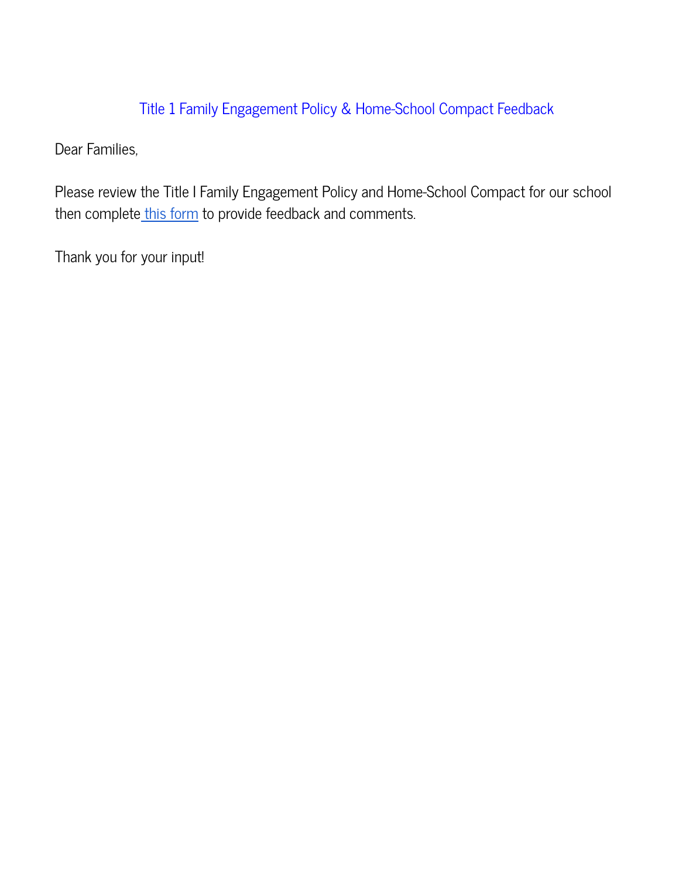# Title 1 Family Engagement Policy & Home-School Compact Feedback

Dear Families,

Please review the Title I Family Engagement Policy and Home-School Compact for our school then complete this form to provide feedback and comments.

Thank you for your input!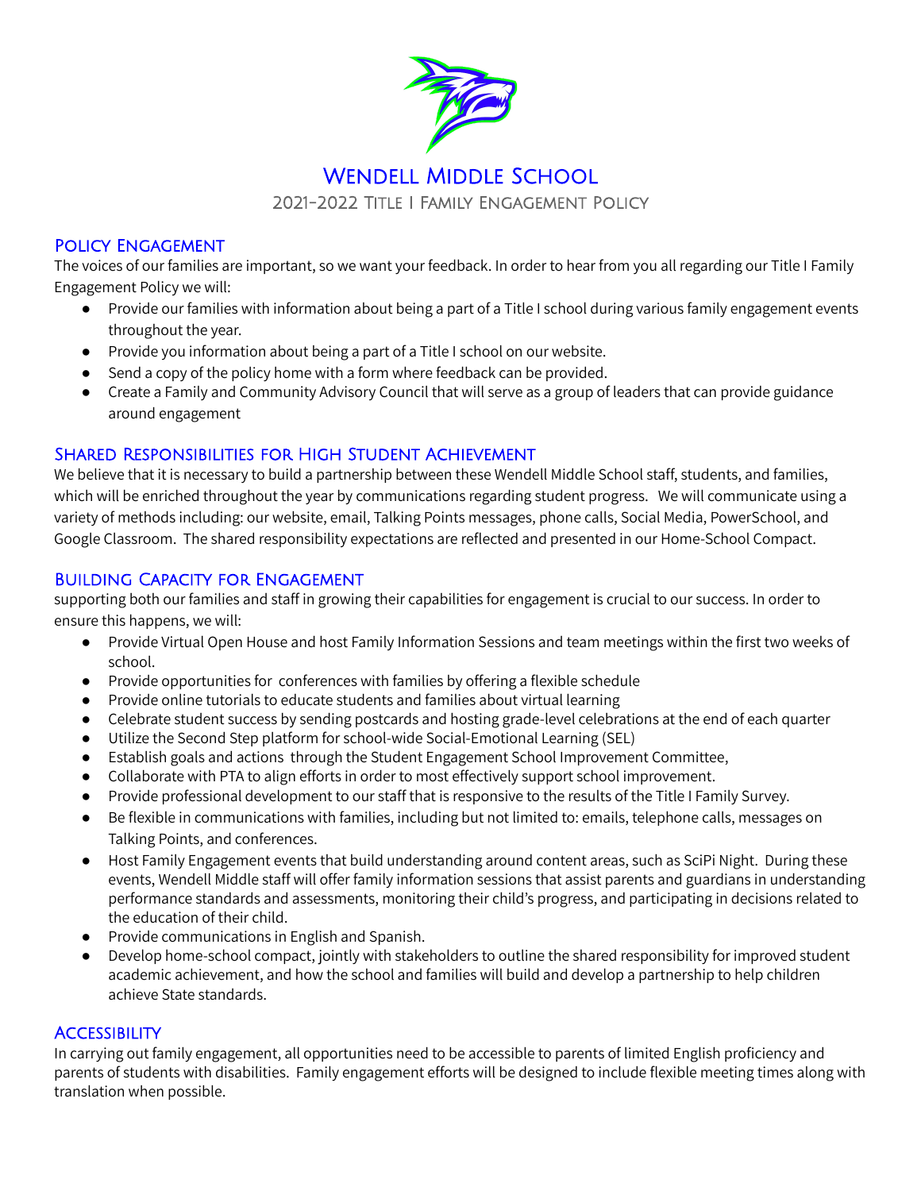# Wendell Middle School

## 2021-2022 Title I Family Engagement Policy

### Policy Engagement

The voices of our families are important, so we want your feedback. In order to hear from you all regarding our Title I Family Engagement Policy we will:

- Provide our families with information about being a part of a Title I school during various family engagement events throughout the year.
- Provide you information about being a part of a Title I school on our website.
- Send a copy of the policy home with a form where feedback can be provided.
- Create a Family and Community Advisory Council that will serve as a group of leaders that can provide guidance around engagement

### Shared Responsibilities for High Student Achievement

We believe that it is necessary to build a partnership between these Wendell Middle School staff, students, and families, which will be enriched throughout the year by communications regarding student progress. We will communicate using a variety of methods including: our website, email, Talking Points messages, phone calls, Social Media, PowerSchool, and Google Classroom. The shared responsibility expectations are reflected and presented in our Home-School Compact.

### Building Capacity for Engagement

supporting both our families and staff in growing their capabilities for engagement is crucial to our success. In order to ensure this happens, we will:

- Provide Virtual Open House and host Family Information Sessions and team meetings within the first two weeks of school.
- Provide opportunities for conferences with families by offering a flexible schedule
- Provide online tutorials to educate students and families about virtual learning
- Celebrate student success by sending postcards and hosting grade-level celebrations at the end of each quarter
- Utilize the Second Step platform for school-wide Social-Emotional Learning (SEL)
- Establish goals and actions through the Student Engagement School Improvement Committee,
- Collaborate with PTA to align efforts in order to most effectively support school improvement.
- Provide professional development to our staff that is responsive to the results of the Title I Family Survey.
- Be flexible in communications with families, including but not limited to: emails, telephone calls, messages on Talking Points, and conferences.
- Host Family Engagement events that build understanding around content areas, such as SciPi Night. During these events, Wendell Middle staff will offer family information sessions that assist parents and guardians in understanding performance standards and assessments, monitoring their child's progress, and participating in decisions related to the education of their child.
- Provide communications in English and Spanish.
- Develop home-school compact, jointly with stakeholders to outline the shared responsibility for improved student academic achievement, and how the school and families will build and develop a partnership to help children achieve State standards.

### Accessibility

In carrying out family engagement, all opportunities need to be accessible to parents of limited English proficiency and parents of students with disabilities. Family engagement efforts will be designed to include flexible meeting times along with translation when possible.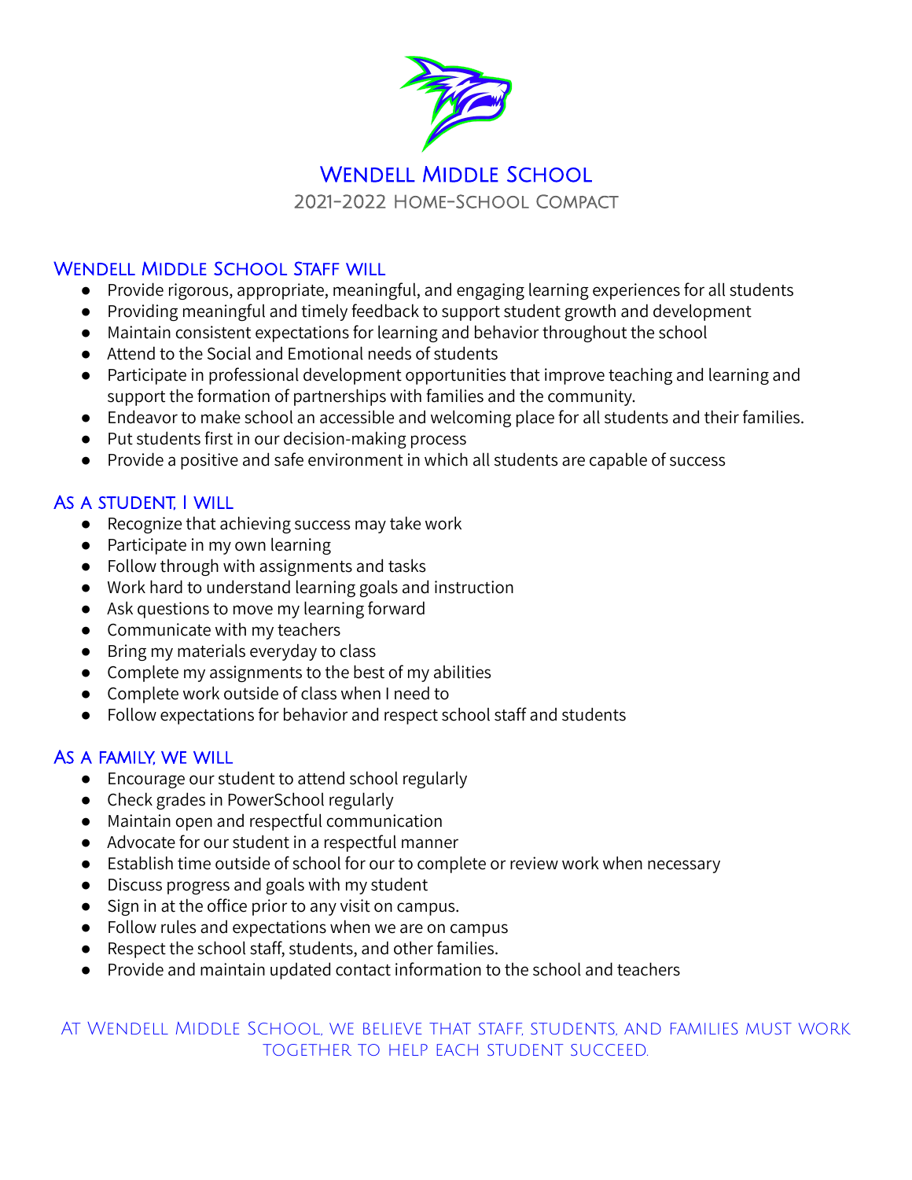# Wendell Middle School

2021-2022 Home-School Compact

## Wendell Middle School Staff will

- Provide rigorous, appropriate, meaningful, and engaging learning experiences for all students
- Providing meaningful and timely feedback to support student growth and development
- Maintain consistent expectations for learning and behavior throughout the school
- Attend to the Social and Emotional needs of students
- Participate in professional development opportunities that improve teaching and learning and support the formation of partnerships with families and the community.
- Endeavor to make school an accessible and welcoming place for all students and their families.
- Put students first in our decision-making process
- Provide a positive and safe environment in which all students are capable of success

## As a student, I will

- Recognize that achieving success may take work
- Participate in my own learning
- Follow through with assignments and tasks
- Work hard to understand learning goals and instruction
- Ask questions to move my learning forward
- Communicate with my teachers
- Bring my materials everyday to class
- Complete my assignments to the best of my abilities
- Complete work outside of class when I need to
- Follow expectations for behavior and respect school staff and students

## As a family, we will

- Encourage our student to attend school regularly
- Check grades in PowerSchool regularly
- Maintain open and respectful communication
- Advocate for our student in a respectful manner
- Establish time outside of school for our to complete or review work when necessary
- Discuss progress and goals with my student
- Sign in at the office prior to any visit on campus.
- Follow rules and expectations when we are on campus
- Respect the school staff, students, and other families.
- Provide and maintain updated contact information to the school and teachers

At Wendell Middle School, we believe that staff, students, and families must work together to help each student succeed.